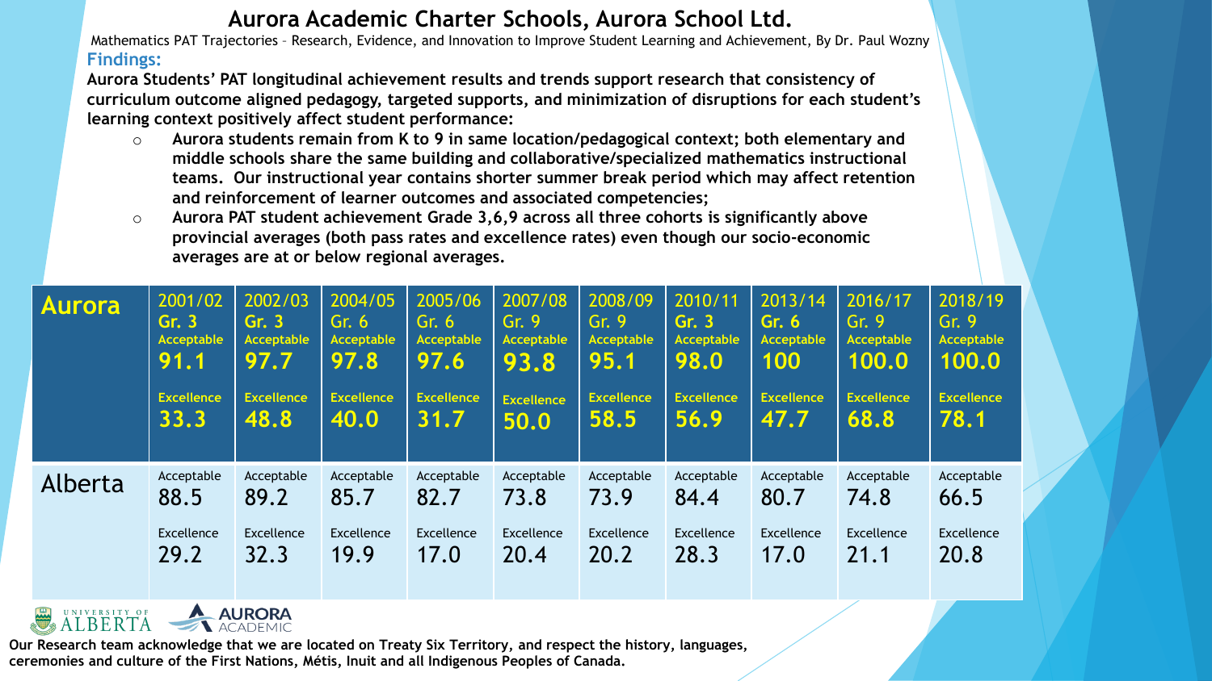# Aurora Academic Charter Schools, Aurora School Ltd.

Mathematics PAT Trajectories – Research, Evidence, and Innovation to Improve Student Learning and Achievement, By Dr. Paul Wozny

## Findings:

**Aurora Students' PAT longitudinal achievement results and trends support research that consistency of curriculum outcome aligned pedagogy, targeted supports, and minimization of disruptions for each student's learning context positively affect student performance:**

- **Aurora students remain from K to 9 in same location/pedagogical context; both elementary and middle schools share the same building and collaborative/specialized mathematics instructional teams. Our instructional year contains shorter summer break period which may affect retention and reinforcement of learner outcomes and associated competencies;**
- **Aurora PAT student achievement Grade 3,6,9 across all three cohorts is significantly above provincial averages (both pass rates and excellence rates) even though our socio-economic averages are at or below regional averages.**

| | 2001/02 Gr. 3 | 2002/03 Gr. 3 | 2004/05 Gr. 6 | 2005/06 Gr. 6 | 2007/08 Gr. 9 | 2008/09 Gr. 9 | 2010/11 Gr. 3 | 2013/14 Gr. 6 | 2016/17 Gr. 9 | 2018/19 Gr. 9 |
|---|---|---|---|---|---|---|---|---|---|---|
| **Aurora** Acceptable | 91.1 | 97.7 | 97.8 | 97.6 | 93.8 | 95.1 | 98.0 | 100 | 100.0 | 100.0 |
| **Aurora** Excellence | 33.3 | 48.8 | 40.0 | 31.7 | 50.0 | 58.5 | 56.9 | 47.7 | 68.8 | 78.1 |
| Alberta Acceptable | 88.5 | 89.2 | 85.7 | 82.7 | 73.8 | 73.9 | 84.4 | 80.7 | 74.8 | 66.5 |
| Alberta Excellence | 29.2 | 32.3 | 19.9 | 17.0 | 20.4 | 20.2 | 28.3 | 17.0 | 21.1 | 20.8 |

UNIVERSITY OF ALBERTA AURORA ACADEMIC

**Our Research team acknowledge that we are located on Treaty Six Territory, and respect the history, languages, ceremonies and culture of the First Nations, Métis, Inuit and all Indigenous Peoples of Canada.**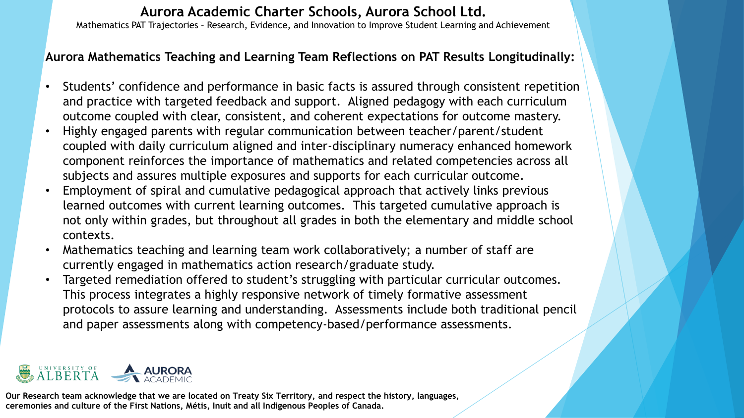# Aurora Academic Charter Schools, Aurora School Ltd.

Mathematics PAT Trajectories – Research, Evidence, and Innovation to Improve Student Learning and Achievement

**Aurora Mathematics Teaching and Learning Team Reflections on PAT Results Longitudinally:**

- Students' confidence and performance in basic facts is assured through consistent repetition and practice with targeted feedback and support. Aligned pedagogy with each curriculum outcome coupled with clear, consistent, and coherent expectations for outcome mastery.
- Highly engaged parents with regular communication between teacher/parent/student coupled with daily curriculum aligned and inter-disciplinary numeracy enhanced homework component reinforces the importance of mathematics and related competencies across all subjects and assures multiple exposures and supports for each curricular outcome.
- Employment of spiral and cumulative pedagogical approach that actively links previous learned outcomes with current learning outcomes. This targeted cumulative approach is not only within grades, but throughout all grades in both the elementary and middle school contexts.
- Mathematics teaching and learning team work collaboratively; a number of staff are currently engaged in mathematics action research/graduate study.
- Targeted remediation offered to student's struggling with particular curricular outcomes. This process integrates a highly responsive network of timely formative assessment protocols to assure learning and understanding. Assessments include both traditional pencil and paper assessments along with competency-based/performance assessments.

UNIVERSITY OF ALBERTA

AURORA ACADEMIC

**Our Research team acknowledge that we are located on Treaty Six Territory, and respect the history, languages, ceremonies and culture of the First Nations, Métis, Inuit and all Indigenous Peoples of Canada.**